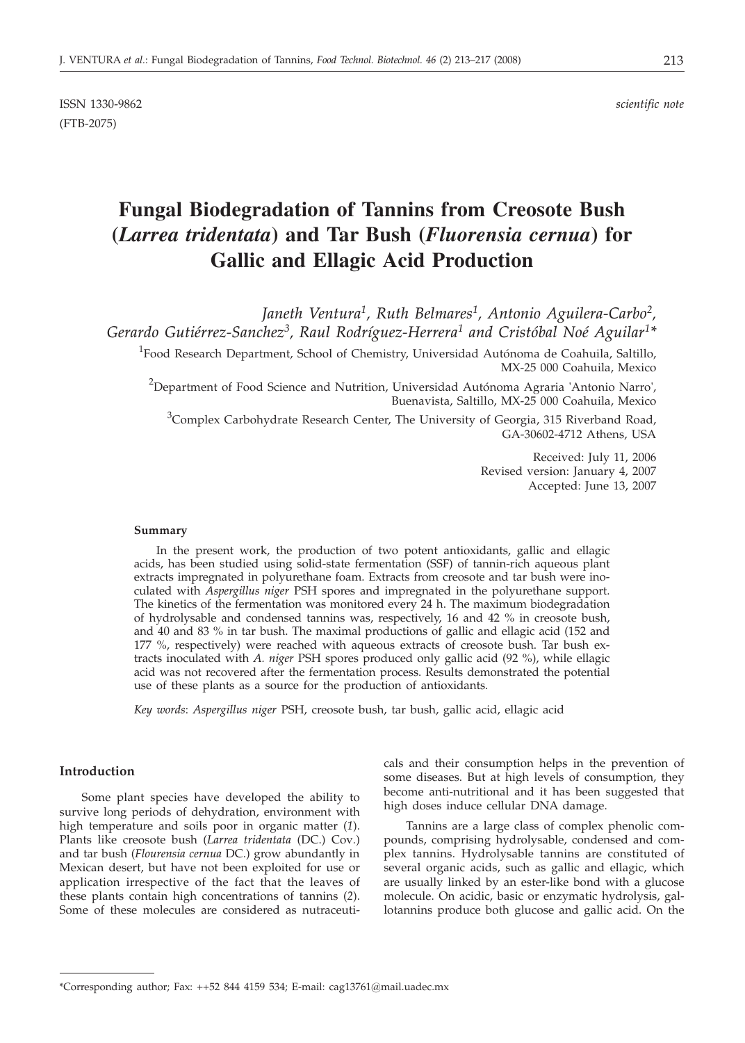ISSN 1330-9862 *scientific note*
(FTB-2075)

# Fungal Biodegradation of Tannins from Creosote Bush (*Larrea tridentata*) and Tar Bush (*Fluorensia cernua*) for Gallic and Ellagic Acid Production

*Janeth Ventura[1], Ruth Belmares[1], Antonio Aguilera-Carbo[2], Gerardo Gutiérrez-Sanchez[3], Raul Rodríguez-Herrera[1] and Cristóbal Noé Aguilar[1]**

[1]Food Research Department, School of Chemistry, Universidad Autónoma de Coahuila, Saltillo, MX-25 000 Coahuila, Mexico

[2]Department of Food Science and Nutrition, Universidad Autónoma Agraria 'Antonio Narro', Buenavista, Saltillo, MX-25 000 Coahuila, Mexico

[3]Complex Carbohydrate Research Center, The University of Georgia, 315 Riverband Road, GA-30602-4712 Athens, USA

Received: July 11, 2006
Revised version: January 4, 2007
Accepted: June 13, 2007

#### Summary

In the present work, the production of two potent antioxidants, gallic and ellagic acids, has been studied using solid-state fermentation (SSF) of tannin-rich aqueous plant extracts impregnated in polyurethane foam. Extracts from creosote and tar bush were inoculated with *Aspergillus niger* PSH spores and impregnated in the polyurethane support. The kinetics of the fermentation was monitored every 24 h. The maximum biodegradation of hydrolysable and condensed tannins was, respectively, 16 and 42 % in creosote bush, and 40 and 83 % in tar bush. The maximal productions of gallic and ellagic acid (152 and 177 %, respectively) were reached with aqueous extracts of creosote bush. Tar bush extracts inoculated with *A. niger* PSH spores produced only gallic acid (92 %), while ellagic acid was not recovered after the fermentation process. Results demonstrated the potential use of these plants as a source for the production of antioxidants.

*Key words*: *Aspergillus niger* PSH, creosote bush, tar bush, gallic acid, ellagic acid

## Introduction

Some plant species have developed the ability to survive long periods of dehydration, environment with high temperature and soils poor in organic matter (*1*). Plants like creosote bush (*Larrea tridentata* (DC.) Cov.) and tar bush (*Flourensia cernua* DC.) grow abundantly in Mexican desert, but have not been exploited for use or application irrespective of the fact that the leaves of these plants contain high concentrations of tannins (*2*). Some of these molecules are considered as nutraceuticals and their consumption helps in the prevention of some diseases. But at high levels of consumption, they become anti-nutritional and it has been suggested that high doses induce cellular DNA damage.

Tannins are a large class of complex phenolic compounds, comprising hydrolysable, condensed and complex tannins. Hydrolysable tannins are constituted of several organic acids, such as gallic and ellagic, which are usually linked by an ester-like bond with a glucose molecule. On acidic, basic or enzymatic hydrolysis, gallotannins produce both glucose and gallic acid. On the

*Corresponding author; Fax: ++52 844 4159 534; E-mail: cag13761@mail.uadec.mx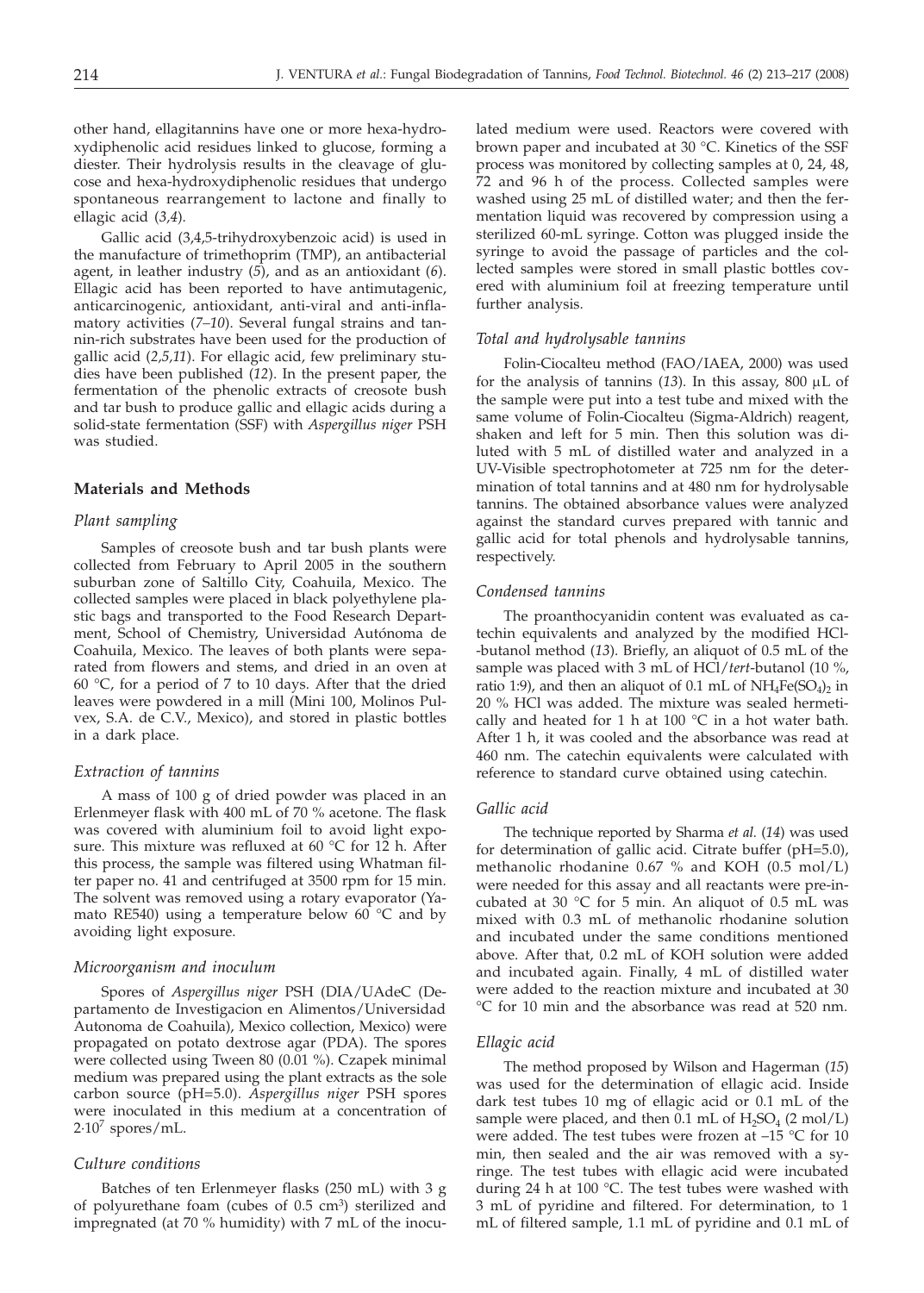other hand, ellagitannins have one or more hexa-hydroxydiphenolic acid residues linked to glucose, forming a diester. Their hydrolysis results in the cleavage of glucose and hexa-hydroxydiphenolic residues that undergo spontaneous rearrangement to lactone and finally to ellagic acid (*3,4*).

Gallic acid (3,4,5-trihydroxybenzoic acid) is used in the manufacture of trimethoprim (TMP), an antibacterial agent, in leather industry (*5*), and as an antioxidant (*6*). Ellagic acid has been reported to have antimutagenic, anticarcinogenic, antioxidant, anti-viral and anti-inflamatory activities (*7–10*). Several fungal strains and tannin-rich substrates have been used for the production of gallic acid (*2,5,11*). For ellagic acid, few preliminary studies have been published (*12*). In the present paper, the fermentation of the phenolic extracts of creosote bush and tar bush to produce gallic and ellagic acids during a solid-state fermentation (SSF) with *Aspergillus niger* PSH was studied.

## Materials and Methods

### Plant sampling

Samples of creosote bush and tar bush plants were collected from February to April 2005 in the southern suburban zone of Saltillo City, Coahuila, Mexico. The collected samples were placed in black polyethylene plastic bags and transported to the Food Research Department, School of Chemistry, Universidad Autónoma de Coahuila, Mexico. The leaves of both plants were separated from flowers and stems, and dried in an oven at 60 °C, for a period of 7 to 10 days. After that the dried leaves were powdered in a mill (Mini 100, Molinos Pulvex, S.A. de C.V., Mexico), and stored in plastic bottles in a dark place.

### Extraction of tannins

A mass of 100 g of dried powder was placed in an Erlenmeyer flask with 400 mL of 70 % acetone. The flask was covered with aluminium foil to avoid light exposure. This mixture was refluxed at 60 °C for 12 h. After this process, the sample was filtered using Whatman filter paper no. 41 and centrifuged at 3500 rpm for 15 min. The solvent was removed using a rotary evaporator (Yamato RE540) using a temperature below 60 °C and by avoiding light exposure.

### Microorganism and inoculum

Spores of *Aspergillus niger* PSH (DIA/UAdeC (Departamento de Investigacion en Alimentos/Universidad Autonoma de Coahuila), Mexico collection, Mexico) were propagated on potato dextrose agar (PDA). The spores were collected using Tween 80 (0.01 %). Czapek minimal medium was prepared using the plant extracts as the sole carbon source (pH=5.0). *Aspergillus niger* PSH spores were inoculated in this medium at a concentration of $2 \cdot 10^7$ spores/mL.

### Culture conditions

Batches of ten Erlenmeyer flasks (250 mL) with 3 g of polyurethane foam (cubes of 0.5 $cm^3$) sterilized and impregnated (at 70 % humidity) with 7 mL of the inoculated medium were used. Reactors were covered with brown paper and incubated at 30 °C. Kinetics of the SSF process was monitored by collecting samples at 0, 24, 48, 72 and 96 h of the process. Collected samples were washed using 25 mL of distilled water; and then the fermentation liquid was recovered by compression using a sterilized 60-mL syringe. Cotton was plugged inside the syringe to avoid the passage of particles and the collected samples were stored in small plastic bottles covered with aluminium foil at freezing temperature until further analysis.

### Total and hydrolysable tannins

Folin-Ciocalteu method (FAO/IAEA, 2000) was used for the analysis of tannins (*13*). In this assay, 800 μL of the sample were put into a test tube and mixed with the same volume of Folin-Ciocalteu (Sigma-Aldrich) reagent, shaken and left for 5 min. Then this solution was diluted with 5 mL of distilled water and analyzed in a UV-Visible spectrophotometer at 725 nm for the determination of total tannins and at 480 nm for hydrolysable tannins. The obtained absorbance values were analyzed against the standard curves prepared with tannic and gallic acid for total phenols and hydrolysable tannins, respectively.

### Condensed tannins

The proanthocyanidin content was evaluated as catechin equivalents and analyzed by the modified HCl-butanol method (*13*). Briefly, an aliquot of 0.5 mL of the sample was placed with 3 mL of HCl/*tert*-butanol (10 %, ratio 1:9), and then an aliquot of 0.1 mL of $NH_4Fe(SO_4)_2$ in 20 % HCl was added. The mixture was sealed hermetically and heated for 1 h at 100 °C in a hot water bath. After 1 h, it was cooled and the absorbance was read at 460 nm. The catechin equivalents were calculated with reference to standard curve obtained using catechin.

### Gallic acid

The technique reported by Sharma *et al.* (*14*) was used for determination of gallic acid. Citrate buffer (pH=5.0), methanolic rhodanine 0.67 % and KOH (0.5 mol/L) were needed for this assay and all reactants were pre-incubated at 30 °C for 5 min. An aliquot of 0.5 mL was mixed with 0.3 mL of methanolic rhodanine solution and incubated under the same conditions mentioned above. After that, 0.2 mL of KOH solution were added and incubated again. Finally, 4 mL of distilled water were added to the reaction mixture and incubated at 30 °C for 10 min and the absorbance was read at 520 nm.

### Ellagic acid

The method proposed by Wilson and Hagerman (*15*) was used for the determination of ellagic acid. Inside dark test tubes 10 mg of ellagic acid or 0.1 mL of the sample were placed, and then 0.1 mL of $H_2SO_4$ (2 mol/L) were added. The test tubes were frozen at –15 °C for 10 min, then sealed and the air was removed with a syringe. The test tubes with ellagic acid were incubated during 24 h at 100 °C. The test tubes were washed with 3 mL of pyridine and filtered. For determination, to 1 mL of filtered sample, 1.1 mL of pyridine and 0.1 mL of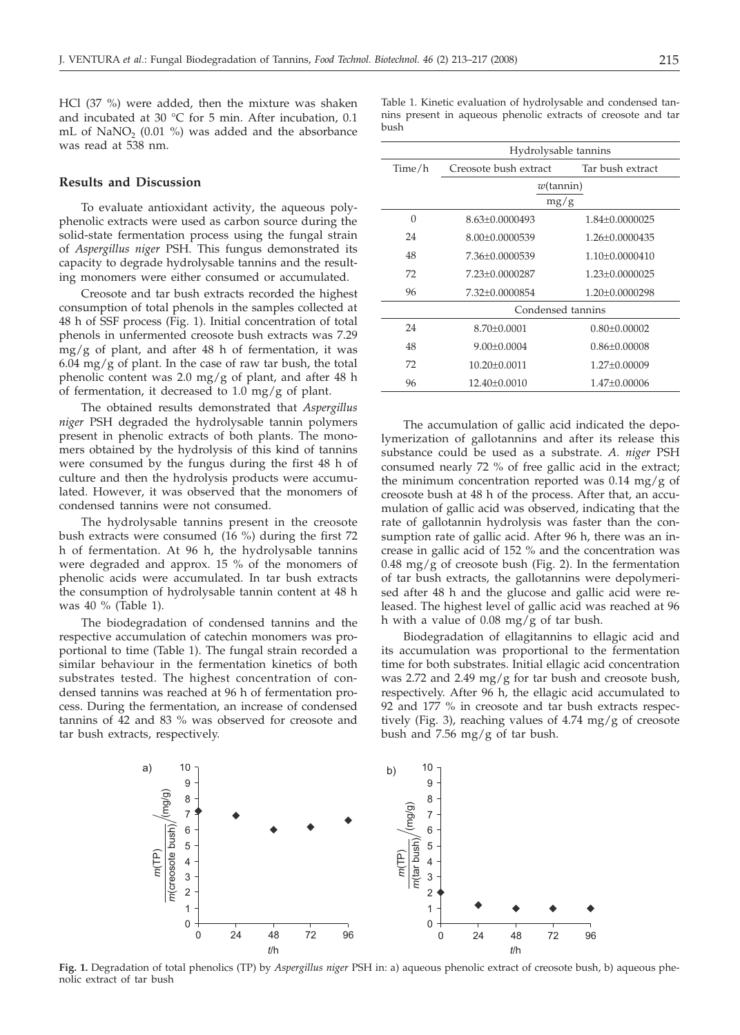HCl (37 %) were added, then the mixture was shaken and incubated at 30 °C for 5 min. After incubation, 0.1 mL of $NaNO_2$ (0.01 %) was added and the absorbance was read at 538 nm.

## Results and Discussion

To evaluate antioxidant activity, the aqueous polyphenolic extracts were used as carbon source during the solid-state fermentation process using the fungal strain of *Aspergillus niger* PSH. This fungus demonstrated its capacity to degrade hydrolysable tannins and the resulting monomers were either consumed or accumulated.

Creosote and tar bush extracts recorded the highest consumption of total phenols in the samples collected at 48 h of SSF process (Fig. 1). Initial concentration of total phenols in unfermented creosote bush extracts was 7.29 mg/g of plant, and after 48 h of fermentation, it was 6.04 mg/g of plant. In the case of raw tar bush, the total phenolic content was 2.0 mg/g of plant, and after 48 h of fermentation, it decreased to 1.0 mg/g of plant.

The obtained results demonstrated that *Aspergillus niger* PSH degraded the hydrolysable tannin polymers present in phenolic extracts of both plants. The monomers obtained by the hydrolysis of this kind of tannins were consumed by the fungus during the first 48 h of culture and then the hydrolysis products were accumulated. However, it was observed that the monomers of condensed tannins were not consumed.

The hydrolysable tannins present in the creosote bush extracts were consumed (16 %) during the first 72 h of fermentation. At 96 h, the hydrolysable tannins were degraded and approx. 15 % of the monomers of phenolic acids were accumulated. In tar bush extracts the consumption of hydrolysable tannin content at 48 h was 40 % (Table 1).

The biodegradation of condensed tannins and the respective accumulation of catechin monomers was proportional to time (Table 1). The fungal strain recorded a similar behaviour in the fermentation kinetics of both substrates tested. The highest concentration of condensed tannins was reached at 96 h of fermentation process. During the fermentation, an increase of condensed tannins of 42 and 83 % was observed for creosote and tar bush extracts, respectively.

Table 1. Kinetic evaluation of hydrolysable and condensed tannins present in aqueous phenolic extracts of creosote and tar bush

| | Hydrolysable tannins | |
|---|---|---|
| Time/h | Creosote bush extract | Tar bush extract |
| | $w$(tannin)/(mg/g) | |
| 0 | 8.63±0.0000493 | 1.84±0.0000025 |
| 24 | 8.00±0.0000539 | 1.26±0.0000435 |
| 48 | 7.36±0.0000539 | 1.10±0.0000410 |
| 72 | 7.23±0.0000287 | 1.23±0.0000025 |
| 96 | 7.32±0.0000854 | 1.20±0.0000298 |
| | Condensed tannins | |
| 24 | 8.70±0.0001 | 0.80±0.00002 |
| 48 | 9.00±0.0004 | 0.86±0.00008 |
| 72 | 10.20±0.0011 | 1.27±0.00009 |
| 96 | 12.40±0.0010 | 1.47±0.00006 |

The accumulation of gallic acid indicated the depolymerization of gallotannins and after its release this substance could be used as a substrate. *A. niger* PSH consumed nearly 72 % of free gallic acid in the extract; the minimum concentration reported was 0.14 mg/g of creosote bush at 48 h of the process. After that, an accumulation of gallic acid was observed, indicating that the rate of gallotannin hydrolysis was faster than the consumption rate of gallic acid. After 96 h, there was an increase in gallic acid of 152 % and the concentration was 0.48 mg/g of creosote bush (Fig. 2). In the fermentation of tar bush extracts, the gallotannins were depolymerised after 48 h and the glucose and gallic acid were released. The highest level of gallic acid was reached at 96 h with a value of 0.08 mg/g of tar bush.

Biodegradation of ellagitannins to ellagic acid and its accumulation was proportional to the fermentation time for both substrates. Initial ellagic acid concentration was 2.72 and 2.49 mg/g for tar bush and creosote bush, respectively. After 96 h, the ellagic acid accumulated to 92 and 177 % in creosote and tar bush extracts respectively (Fig. 3), reaching values of 4.74 mg/g of creosote bush and 7.56 mg/g of tar bush.

**Fig. 1.** Degradation of total phenolics (TP) by *Aspergillus niger* PSH in: a) aqueous phenolic extract of creosote bush, b) aqueous phenolic extract of tar bush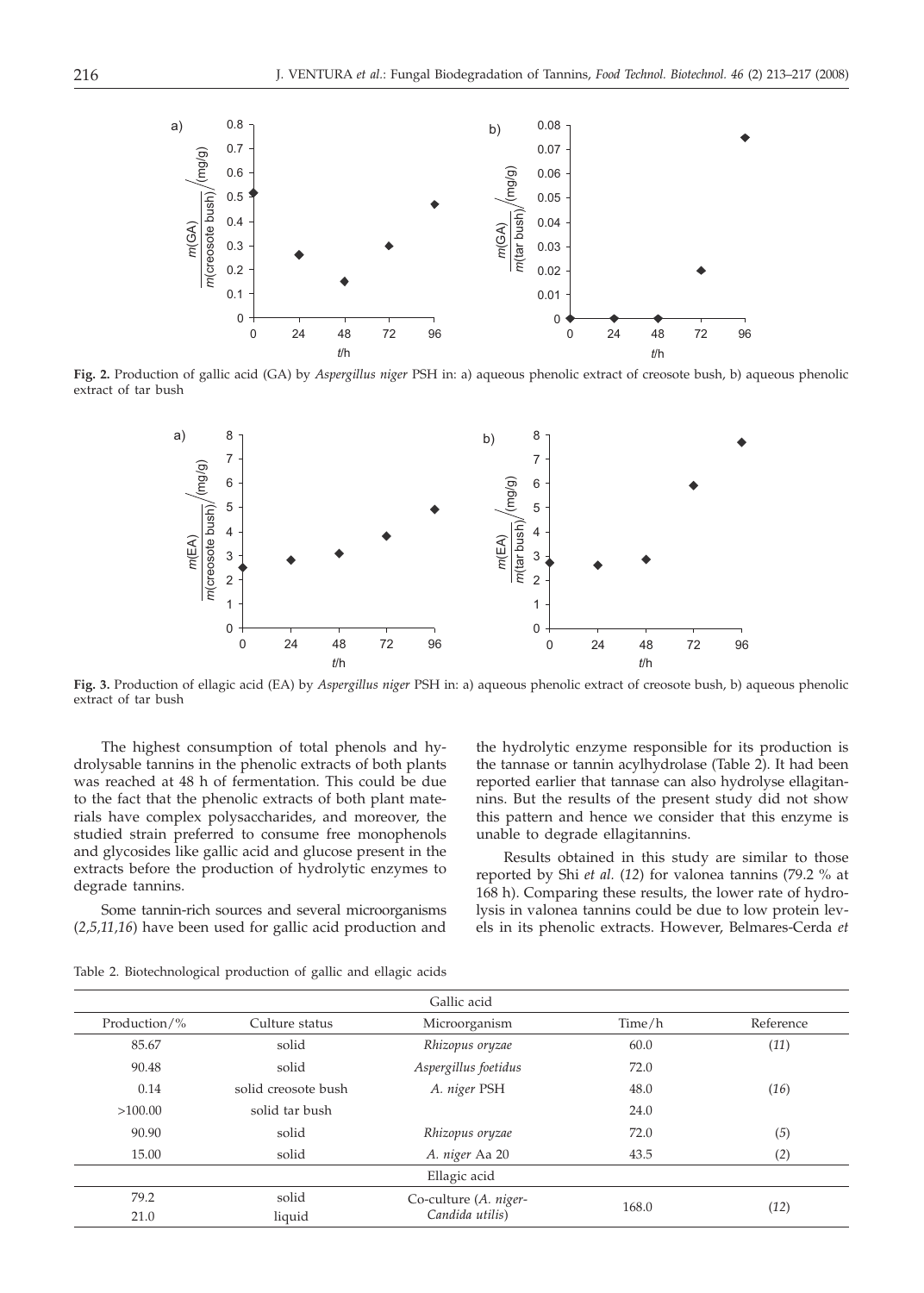**Fig. 2.** Production of gallic acid (GA) by *Aspergillus niger* PSH in: a) aqueous phenolic extract of creosote bush, b) aqueous phenolic extract of tar bush

**Fig. 3.** Production of ellagic acid (EA) by *Aspergillus niger* PSH in: a) aqueous phenolic extract of creosote bush, b) aqueous phenolic extract of tar bush

The highest consumption of total phenols and hydrolysable tannins in the phenolic extracts of both plants was reached at 48 h of fermentation. This could be due to the fact that the phenolic extracts of both plant materials have complex polysaccharides, and moreover, the studied strain preferred to consume free monophenols and glycosides like gallic acid and glucose present in the extracts before the production of hydrolytic enzymes to degrade tannins.

Some tannin-rich sources and several microorganisms (*2*,*5*,*11*,*16*) have been used for gallic acid production and the hydrolytic enzyme responsible for its production is the tannase or tannin acylhydrolase (Table 2). It had been reported earlier that tannase can also hydrolyse ellagitannins. But the results of the present study did not show this pattern and hence we consider that this enzyme is unable to degrade ellagitannins.

Results obtained in this study are similar to those reported by Shi *et al.* (*12*) for valonea tannins (79.2 % at 168 h). Comparing these results, the lower rate of hydrolysis in valonea tannins could be due to low protein levels in its phenolic extracts. However, Belmares-Cerda *et*

Table 2. Biotechnological production of gallic and ellagic acids

| Production/% | Culture status | Microorganism | Time/h | Reference |
|---|---|---|---|---|
| | | Gallic acid | | |
| 85.67 | solid | *Rhizopus oryzae* | 60.0 | (*11*) |
| 90.48 | solid | *Aspergillus foetidus* | 72.0 | |
| 0.14 | solid creosote bush | *A. niger* PSH | 48.0 | (*16*) |
| >100.00 | solid tar bush | | 24.0 | |
| 90.90 | solid | *Rhizopus oryzae* | 72.0 | (*5*) |
| 15.00 | solid | *A. niger* Aa 20 | 43.5 | (*2*) |
| | | Ellagic acid | | |
| 79.2 | solid | Co-culture (*A. niger*- | 168.0 | (*12*) |
| 21.0 | liquid | *Candida utilis*) | | |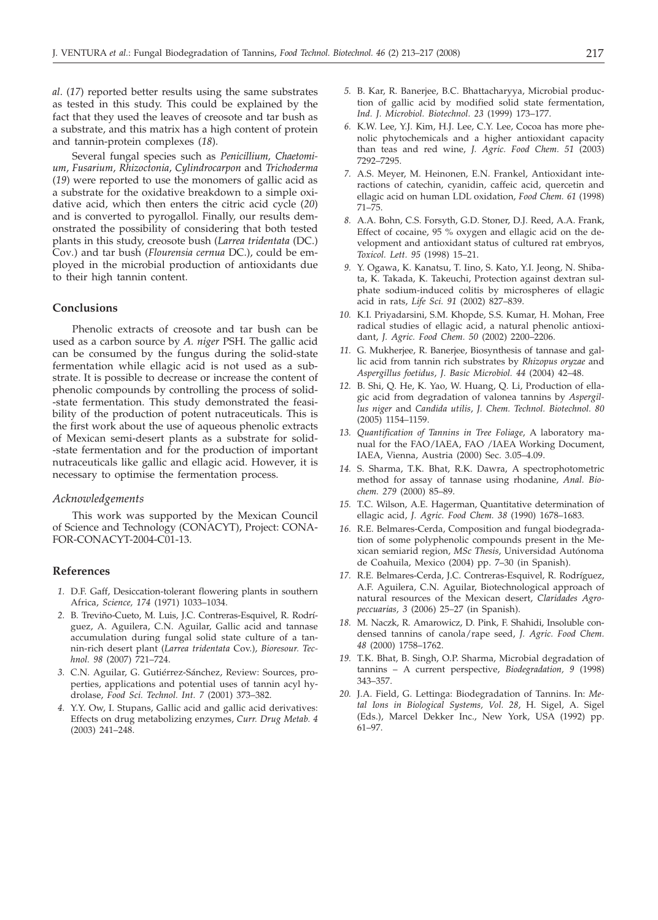*al*. (*17*) reported better results using the same substrates as tested in this study. This could be explained by the fact that they used the leaves of creosote and tar bush as a substrate, and this matrix has a high content of protein and tannin-protein complexes (*18*).

Several fungal species such as *Penicillium*, *Chaetomium*, *Fusarium*, *Rhizoctonia*, *Cylindrocarpon* and *Trichoderma* (*19*) were reported to use the monomers of gallic acid as a substrate for the oxidative breakdown to a simple oxidative acid, which then enters the citric acid cycle (*20*) and is converted to pyrogallol. Finally, our results demonstrated the possibility of considering that both tested plants in this study, creosote bush (*Larrea tridentata* (DC.) Cov.) and tar bush (*Flourensia cernua* DC.), could be employed in the microbial production of antioxidants due to their high tannin content.

## Conclusions

Phenolic extracts of creosote and tar bush can be used as a carbon source by *A. niger* PSH. The gallic acid can be consumed by the fungus during the solid-state fermentation while ellagic acid is not used as a substrate. It is possible to decrease or increase the content of phenolic compounds by controlling the process of solid-state fermentation. This study demonstrated the feasibility of the production of potent nutraceuticals. This is the first work about the use of aqueous phenolic extracts of Mexican semi-desert plants as a substrate for solid-state fermentation and for the production of important nutraceuticals like gallic and ellagic acid. However, it is necessary to optimise the fermentation process.

### *Acknowledgements*

This work was supported by the Mexican Council of Science and Technology (CONACYT), Project: CONAFOR-CONACYT-2004-C01-13.

## References

1. D.F. Gaff, Desiccation-tolerant flowering plants in southern Africa, *Science, 174* (1971) 1033–1034.
2. B. Treviño-Cueto, M. Luis, J.C. Contreras-Esquivel, R. Rodríguez, A. Aguilera, C.N. Aguilar, Gallic acid and tannase accumulation during fungal solid state culture of a tannin-rich desert plant (*Larrea tridentata* Cov.), *Bioresour. Technol. 98* (2007) 721–724.
3. C.N. Aguilar, G. Gutiérrez-Sánchez, Review: Sources, properties, applications and potential uses of tannin acyl hydrolase, *Food Sci. Technol. Int. 7* (2001) 373–382.
4. Y.Y. Ow, I. Stupans, Gallic acid and gallic acid derivatives: Effects on drug metabolizing enzymes, *Curr. Drug Metab. 4* (2003) 241–248.
5. B. Kar, R. Banerjee, B.C. Bhattacharyya, Microbial production of gallic acid by modified solid state fermentation, *Ind. J. Microbiol. Biotechnol. 23* (1999) 173–177.
6. K.W. Lee, Y.J. Kim, H.J. Lee, C.Y. Lee, Cocoa has more phenolic phytochemicals and a higher antioxidant capacity than teas and red wine, *J. Agric. Food Chem. 51* (2003) 7292–7295.
7. A.S. Meyer, M. Heinonen, E.N. Frankel, Antioxidant interactions of catechin, cyanidin, caffeic acid, quercetin and ellagic acid on human LDL oxidation, *Food Chem. 61* (1998) 71–75.
8. A.A. Bohn, C.S. Forsyth, G.D. Stoner, D.J. Reed, A.A. Frank, Effect of cocaine, 95 % oxygen and ellagic acid on the development and antioxidant status of cultured rat embryos, *Toxicol. Lett. 95* (1998) 15–21.
9. Y. Ogawa, K. Kanatsu, T. Iino, S. Kato, Y.I. Jeong, N. Shibata, K. Takada, K. Takeuchi, Protection against dextran sulphate sodium-induced colitis by microspheres of ellagic acid in rats, *Life Sci. 91* (2002) 827–839.
10. K.I. Priyadarsini, S.M. Khopde, S.S. Kumar, H. Mohan, Free radical studies of ellagic acid, a natural phenolic antioxidant, *J. Agric. Food Chem. 50* (2002) 2200–2206.
11. G. Mukherjee, R. Banerjee, Biosynthesis of tannase and gallic acid from tannin rich substrates by *Rhizopus oryzae* and *Aspergillus foetidus*, *J. Basic Microbiol. 44* (2004) 42–48.
12. B. Shi, Q. He, K. Yao, W. Huang, Q. Li, Production of ellagic acid from degradation of valonea tannins by *Aspergillus niger* and *Candida utilis*, *J. Chem. Technol. Biotechnol. 80* (2005) 1154–1159.
13. *Quantification of Tannins in Tree Foliage*, A laboratory manual for the FAO/IAEA, FAO /IAEA Working Document, IAEA, Vienna, Austria (2000) Sec. 3.05–4.09.
14. S. Sharma, T.K. Bhat, R.K. Dawra, A spectrophotometric method for assay of tannase using rhodanine, *Anal. Biochem. 279* (2000) 85–89.
15. T.C. Wilson, A.E. Hagerman, Quantitative determination of ellagic acid, *J. Agric. Food Chem. 38* (1990) 1678–1683.
16. R.E. Belmares-Cerda, Composition and fungal biodegradation of some polyphenolic compounds present in the Mexican semiarid region, *MSc Thesis*, Universidad Autónoma de Coahuila, Mexico (2004) pp. 7–30 (in Spanish).
17. R.E. Belmares-Cerda, J.C. Contreras-Esquivel, R. Rodríguez, A.F. Aguilera, C.N. Aguilar, Biotechnological approach of natural resources of the Mexican desert, *Claridades Agropeccuarias, 3* (2006) 25–27 (in Spanish).
18. M. Naczk, R. Amarowicz, D. Pink, F. Shahidi, Insoluble condensed tannins of canola/rape seed, *J. Agric. Food Chem. 48* (2000) 1758–1762.
19. T.K. Bhat, B. Singh, O.P. Sharma, Microbial degradation of tannins – A current perspective, *Biodegradation, 9* (1998) 343–357.
20. J.A. Field, G. Lettinga: Biodegradation of Tannins. In: *Metal Ions in Biological Systems, Vol. 28*, H. Sigel, A. Sigel (Eds.), Marcel Dekker Inc., New York, USA (1992) pp. 61–97.